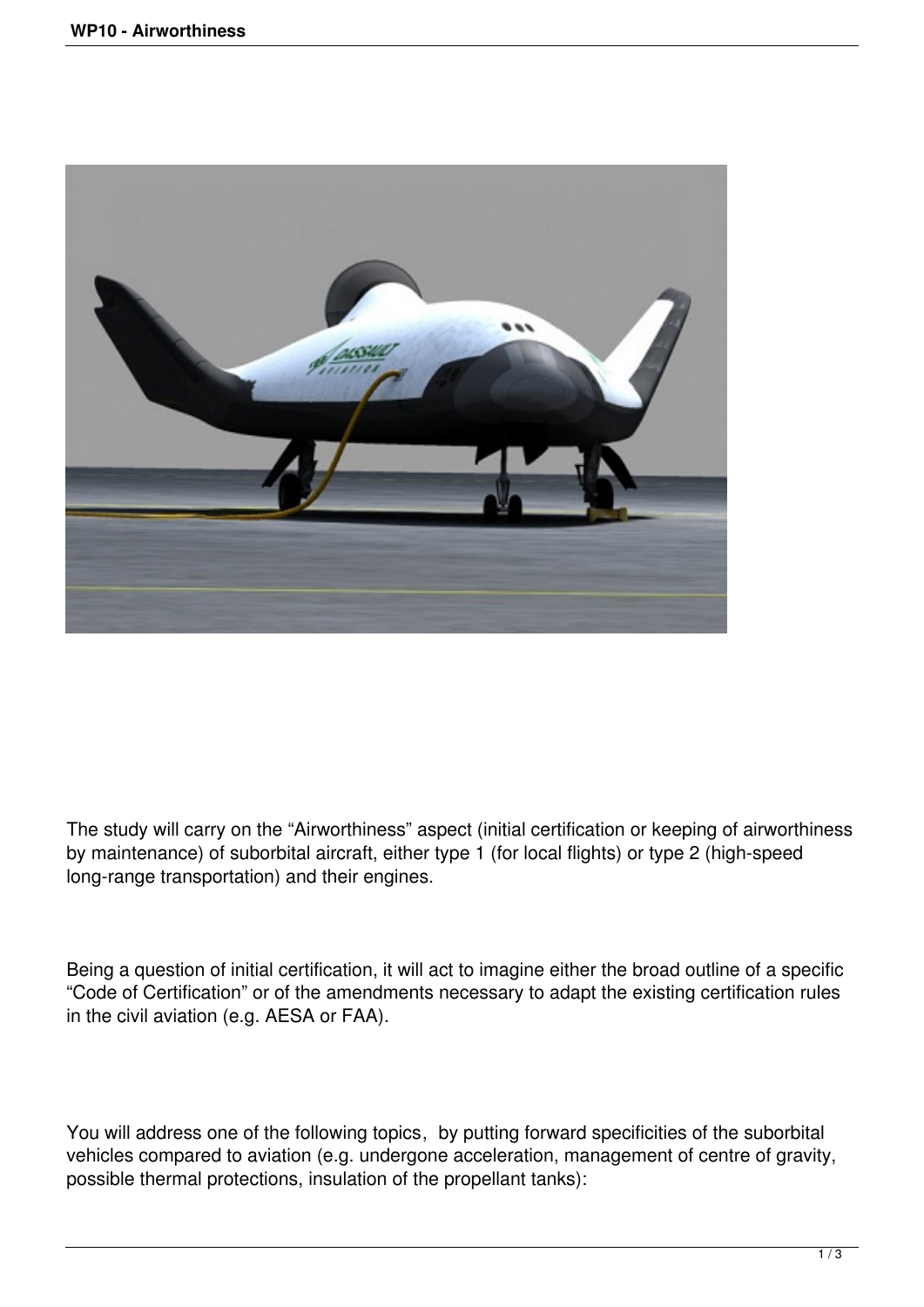The study will carry on the “Airworthiness” aspect (initial certification or keeping of airworthiness by maintenance) of suborbital aircraft, either type 1 (for local flights) or type 2 (high-speed long-range transportation) and their engines.

Being a question of initial certification, it will act to imagine either the broad outline of a specific “Code of Certification” or of the amendments necessary to adapt the existing certification rules in the civil aviation (e.g. AESA or FAA).

You will address one of the following topics, by putting forward specificities of the suborbital vehicles compared to aviation (e.g. undergone acceleration, management of centre of gravity, possible thermal protections, insulation of the propellant tanks):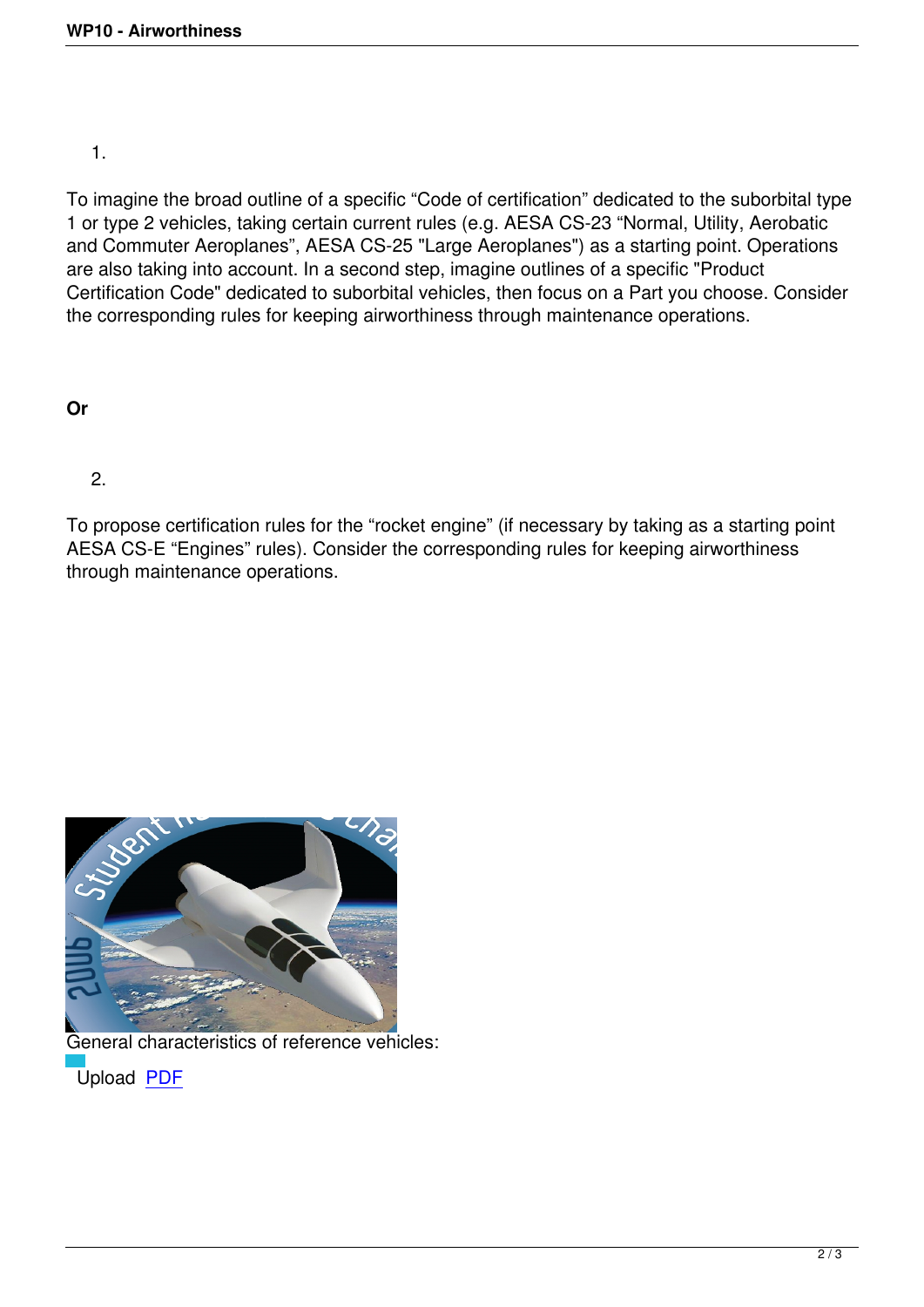1. 

To imagine the broad outline of a specific “Code of certification” dedicated to the suborbital type 1 or type 2 vehicles, taking certain current rules (e.g. AESA CS-23 “Normal, Utility, Aerobatic and Commuter Aeroplanes”, AESA CS-25 "Large Aeroplanes") as a starting point. Operations are also taking into account. In a second step, imagine outlines of a specific "Product Certification Code" dedicated to suborbital vehicles, then focus on a Part you choose. Consider the corresponding rules for keeping airworthiness through maintenance operations.

**Or**

2. 

To propose certification rules for the “rocket engine” (if necessary by taking as a starting point AESA CS-E “Engines” rules). Consider the corresponding rules for keeping airworthiness through maintenance operations.

General characteristics of reference vehicles:

Upload PDF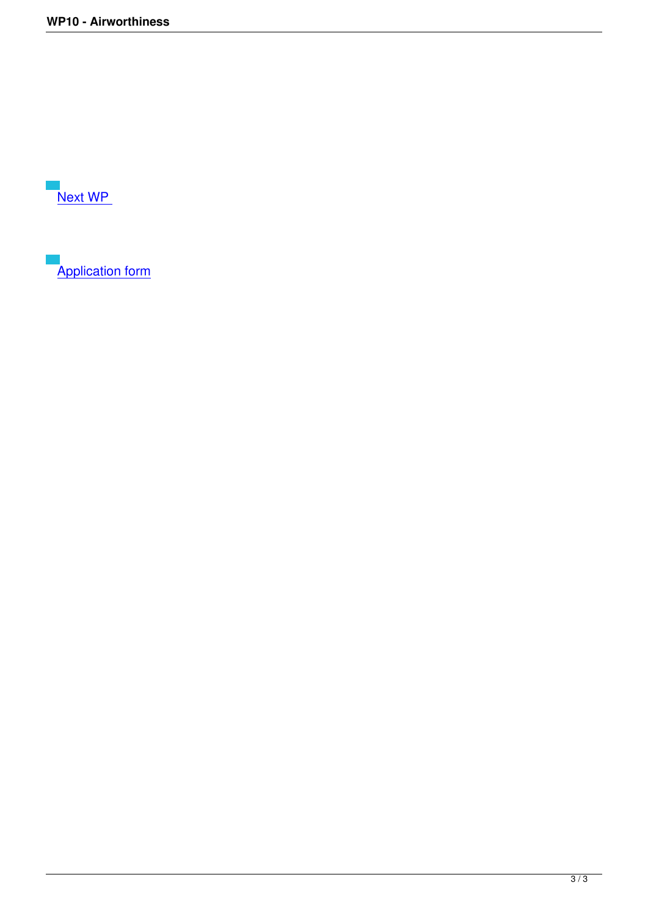Next WP

Application form